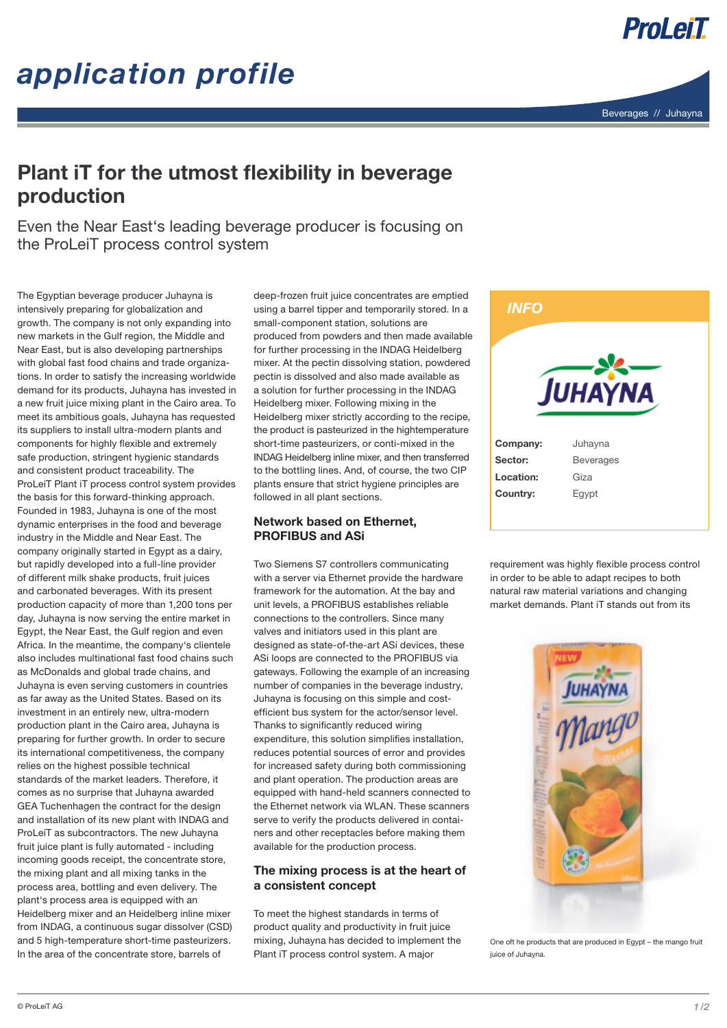# application profile

Beverages // Juhayna

## Plant iT for the utmost flexibility in beverage production

### Even the Near East's leading beverage producer is focusing on the ProLeiT process control system

The Egyptian beverage producer Juhayna is intensively preparing for globalization and growth. The company is not only expanding into new markets in the Gulf region, the Middle and Near East, but is also developing partnerships with global fast food chains and trade organizations. In order to satisfy the increasing worldwide demand for its products, Juhayna has invested in a new fruit juice mixing plant in the Cairo area. To meet its ambitious goals, Juhayna has requested its suppliers to install ultra-modern plants and components for highly flexible and extremely safe production, stringent hygienic standards and consistent product traceability. The ProLeiT Plant iT process control system provides the basis for this forward-thinking approach. Founded in 1983, Juhayna is one of the most dynamic enterprises in the food and beverage industry in the Middle and Near East. The company originally started in Egypt as a dairy, but rapidly developed into a full-line provider of different milk shake products, fruit juices and carbonated beverages. With its present production capacity of more than 1,200 tons per day, Juhayna is now serving the entire market in Egypt, the Near East, the Gulf region and even Africa. In the meantime, the company's clientele also includes multinational fast food chains such as McDonalds and global trade chains, and Juhayna is even serving customers in countries as far away as the United States. Based on its investment in an entirely new, ultra-modern production plant in the Cairo area, Juhayna is preparing for further growth. In order to secure its international competitiveness, the company relies on the highest possible technical standards of the market leaders. Therefore, it comes as no surprise that Juhayna awarded GEA Tuchenhagen the contract for the design and installation of its new plant with INDAG and ProLeiT as subcontractors. The new Juhayna fruit juice plant is fully automated - including incoming goods receipt, the concentrate store, the mixing plant and all mixing tanks in the process area, bottling and even delivery. The plant's process area is equipped with an Heidelberg mixer and an Heidelberg inline mixer from INDAG, a continuous sugar dissolver (CSD) and 5 high-temperature short-time pasteurizers. In the area of the concentrate store, barrels of deep-frozen fruit juice concentrates are emptied using a barrel tipper and temporarily stored. In a small-component station, solutions are produced from powders and then made available for further processing in the INDAG Heidelberg mixer. At the pectin dissolving station, powdered pectin is dissolved and also made available as a solution for further processing in the INDAG Heidelberg mixer. Following mixing in the Heidelberg mixer strictly according to the recipe, the product is pasteurized in the hightemperature short-time pasteurizers, or conti-mixed in the INDAG Heidelberg inline mixer, and then transferred to the bottling lines. And, of course, the two CIP plants ensure that strict hygiene principles are followed in all plant sections.

### Network based on Ethernet, PROFIBUS and ASi

Two Siemens S7 controllers communicating with a server via Ethernet provide the hardware framework for the automation. At the bay and unit levels, a PROFIBUS establishes reliable connections to the controllers. Since many valves and initiators used in this plant are designed as state-of-the-art ASi devices, these ASi loops are connected to the PROFIBUS via gateways. Following the example of an increasing number of companies in the beverage industry, Juhayna is focusing on this simple and cost-efficient bus system for the actor/sensor level. Thanks to significantly reduced wiring expenditure, this solution simplifies installation, reduces potential sources of error and provides for increased safety during both commissioning and plant operation. The production areas are equipped with hand-held scanners connected to the Ethernet network via WLAN. These scanners serve to verify the products delivered in containers and other receptacles before making them available for the production process.

### The mixing process is at the heart of a consistent concept

To meet the highest standards in terms of product quality and productivity in fruit juice mixing, Juhayna has decided to implement the Plant iT process control system. A major requirement was highly flexible process control in order to be able to adapt recipes to both natural raw material variations and changing market demands. Plant iT stands out from its

**INFO**

| | |
|---|---|
| **Company:** | Juhayna |
| **Sector:** | Beverages |
| **Location:** | Giza |
| **Country:** | Egypt |

One oft he products that are produced in Egypt – the mango fruit juice of Juhayna.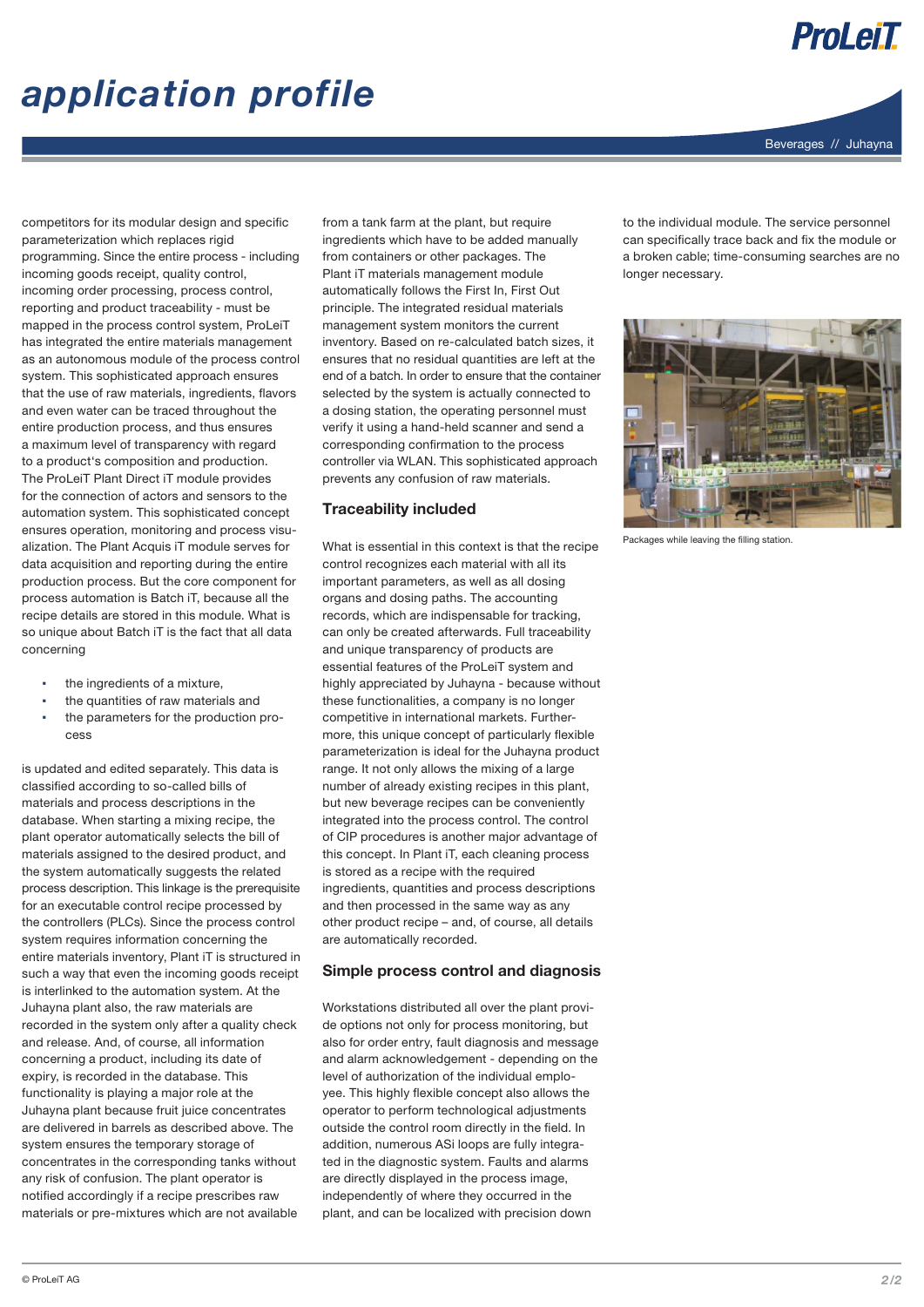competitors for its modular design and specific parameterization which replaces rigid programming. Since the entire process - including incoming goods receipt, quality control, incoming order processing, process control, reporting and product traceability - must be mapped in the process control system, ProLeiT has integrated the entire materials management as an autonomous module of the process control system. This sophisticated approach ensures that the use of raw materials, ingredients, flavors and even water can be traced throughout the entire production process, and thus ensures a maximum level of transparency with regard to a product's composition and production. The ProLeiT Plant Direct iT module provides for the connection of actors and sensors to the automation system. This sophisticated concept ensures operation, monitoring and process visualization. The Plant Acquis iT module serves for data acquisition and reporting during the entire production process. But the core component for process automation is Batch iT, because all the recipe details are stored in this module. What is so unique about Batch iT is the fact that all data concerning

- the ingredients of a mixture,
- the quantities of raw materials and
- the parameters for the production process

is updated and edited separately. This data is classified according to so-called bills of materials and process descriptions in the database. When starting a mixing recipe, the plant operator automatically selects the bill of materials assigned to the desired product, and the system automatically suggests the related process description. This linkage is the prerequisite for an executable control recipe processed by the controllers (PLCs). Since the process control system requires information concerning the entire materials inventory, Plant iT is structured in such a way that even the incoming goods receipt is interlinked to the automation system. At the Juhayna plant also, the raw materials are recorded in the system only after a quality check and release. And, of course, all information concerning a product, including its date of expiry, is recorded in the database. This functionality is playing a major role at the Juhayna plant because fruit juice concentrates are delivered in barrels as described above. The system ensures the temporary storage of concentrates in the corresponding tanks without any risk of confusion. The plant operator is notified accordingly if a recipe prescribes raw materials or pre-mixtures which are not available from a tank farm at the plant, but require ingredients which have to be added manually from containers or other packages. The Plant iT materials management module automatically follows the First In, First Out principle. The integrated residual materials management system monitors the current inventory. Based on re-calculated batch sizes, it ensures that no residual quantities are left at the end of a batch. In order to ensure that the container selected by the system is actually connected to a dosing station, the operating personnel must verify it using a hand-held scanner and send a corresponding confirmation to the process controller via WLAN. This sophisticated approach prevents any confusion of raw materials.

### Traceability included

What is essential in this context is that the recipe control recognizes each material with all its important parameters, as well as all dosing organs and dosing paths. The accounting records, which are indispensable for tracking, can only be created afterwards. Full traceability and unique transparency of products are essential features of the ProLeiT system and highly appreciated by Juhayna - because without these functionalities, a company is no longer competitive in international markets. Furthermore, this unique concept of particularly flexible parameterization is ideal for the Juhayna product range. It not only allows the mixing of a large number of already existing recipes in this plant, but new beverage recipes can be conveniently integrated into the process control. The control of CIP procedures is another major advantage of this concept. In Plant iT, each cleaning process is stored as a recipe with the required ingredients, quantities and process descriptions and then processed in the same way as any other product recipe – and, of course, all details are automatically recorded.

### Simple process control and diagnosis

Workstations distributed all over the plant provide options not only for process monitoring, but also for order entry, fault diagnosis and message and alarm acknowledgement - depending on the level of authorization of the individual employee. This highly flexible concept also allows the operator to perform technological adjustments outside the control room directly in the field. In addition, numerous ASi loops are fully integrated in the diagnostic system. Faults and alarms are directly displayed in the process image, independently of where they occurred in the plant, and can be localized with precision down to the individual module. The service personnel can specifically trace back and fix the module or a broken cable; time-consuming searches are no longer necessary.

Packages while leaving the filling station.